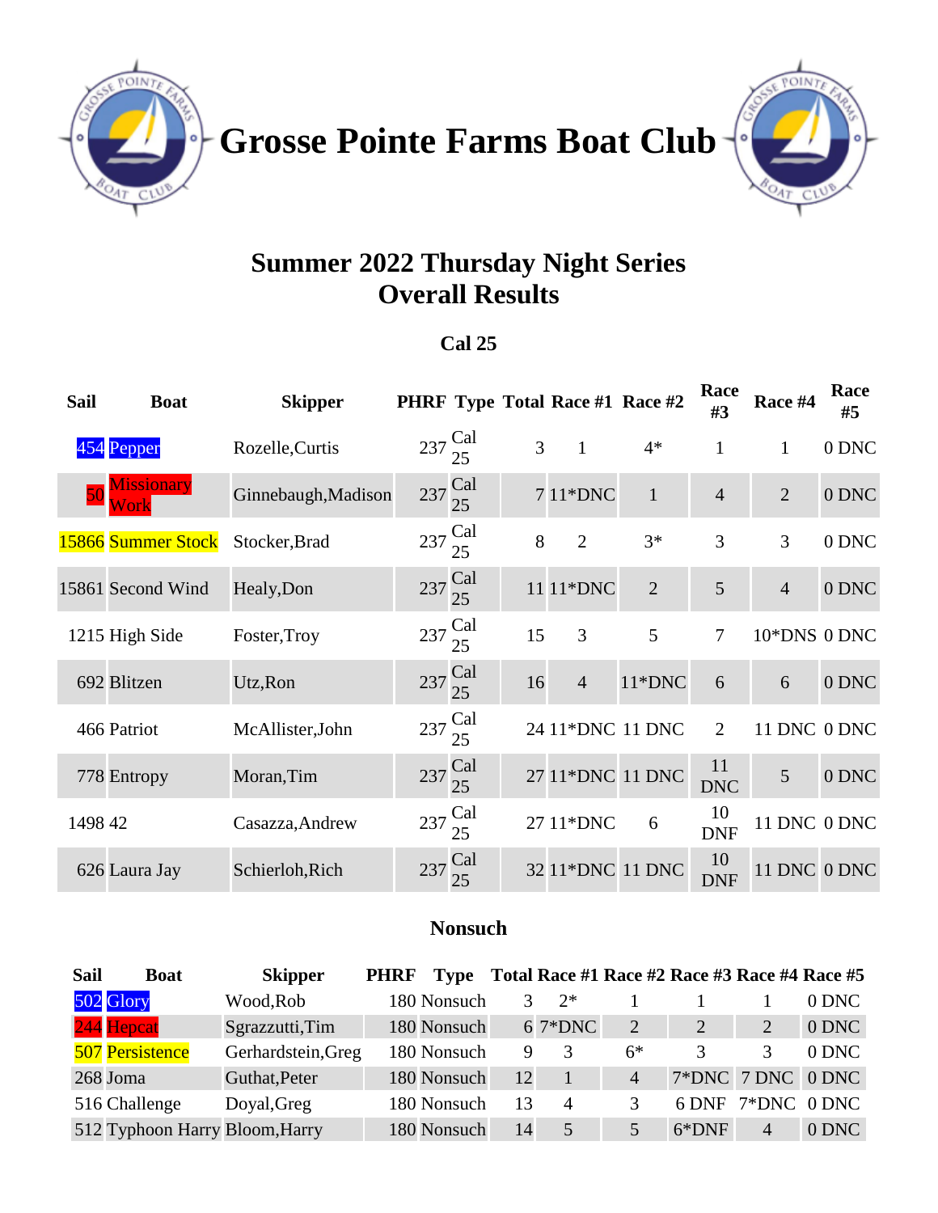# Grosse Pointe Farms Boat Club

## Summer 2022 Thursday Night Series
## Overall Results

### Cal 25

| Sail | Boat | Skipper | PHRF | Type | Total | Race #1 | Race #2 | Race #3 | Race #4 | Race #5 |
|---|---|---|---|---|---|---|---|---|---|---|
| 454 | Pepper | Rozelle,Curtis | 237 | Cal 25 | 3 | 1 | 4* | 1 | 1 | 0 DNC |
| 50 | Missionary Work | Ginnebaugh,Madison | 237 | Cal 25 | 7 | 11*DNC | 1 | 4 | 2 | 0 DNC |
| 15866 | Summer Stock | Stocker,Brad | 237 | Cal 25 | 8 | 2 | 3* | 3 | 3 | 0 DNC |
| 15861 | Second Wind | Healy,Don | 237 | Cal 25 | 11 | 11*DNC | 2 | 5 | 4 | 0 DNC |
| 1215 | High Side | Foster,Troy | 237 | Cal 25 | 15 | 3 | 5 | 7 | 10*DNS | 0 DNC |
| 692 | Blitzen | Utz,Ron | 237 | Cal 25 | 16 | 4 | 11*DNC | 6 | 6 | 0 DNC |
| 466 | Patriot | McAllister,John | 237 | Cal 25 | 24 | 11*DNC | 11 DNC | 2 | 11 DNC | 0 DNC |
| 778 | Entropy | Moran,Tim | 237 | Cal 25 | 27 | 11*DNC | 11 DNC | 11 DNC | 5 | 0 DNC |
| 1498 | 42 | Casazza,Andrew | 237 | Cal 25 | 27 | 11*DNC | 6 | 10 DNF | 11 DNC | 0 DNC |
| 626 | Laura Jay | Schierloh,Rich | 237 | Cal 25 | 32 | 11*DNC | 11 DNC | 10 DNF | 11 DNC | 0 DNC |

### Nonsuch

| Sail | Boat | Skipper | PHRF | Type | Total | Race #1 | Race #2 | Race #3 | Race #4 | Race #5 |
|---|---|---|---|---|---|---|---|---|---|---|
| 502 | Glory | Wood,Rob | 180 | Nonsuch | 3 | 2* | 1 | 1 | 1 | 0 DNC |
| 244 | Hepcat | Sgrazzutti,Tim | 180 | Nonsuch | 6 | 7*DNC | 2 | 2 | 2 | 0 DNC |
| 507 | Persistence | Gerhardstein,Greg | 180 | Nonsuch | 9 | 3 | 6* | 3 | 3 | 0 DNC |
| 268 | Joma | Guthat,Peter | 180 | Nonsuch | 12 | 1 | 4 | 7*DNC | 7 DNC | 0 DNC |
| 516 | Challenge | Doyal,Greg | 180 | Nonsuch | 13 | 4 | 3 | 6 DNF | 7*DNC | 0 DNC |
| 512 | Typhoon Harry | Bloom,Harry | 180 | Nonsuch | 14 | 5 | 5 | 6*DNF | 4 | 0 DNC |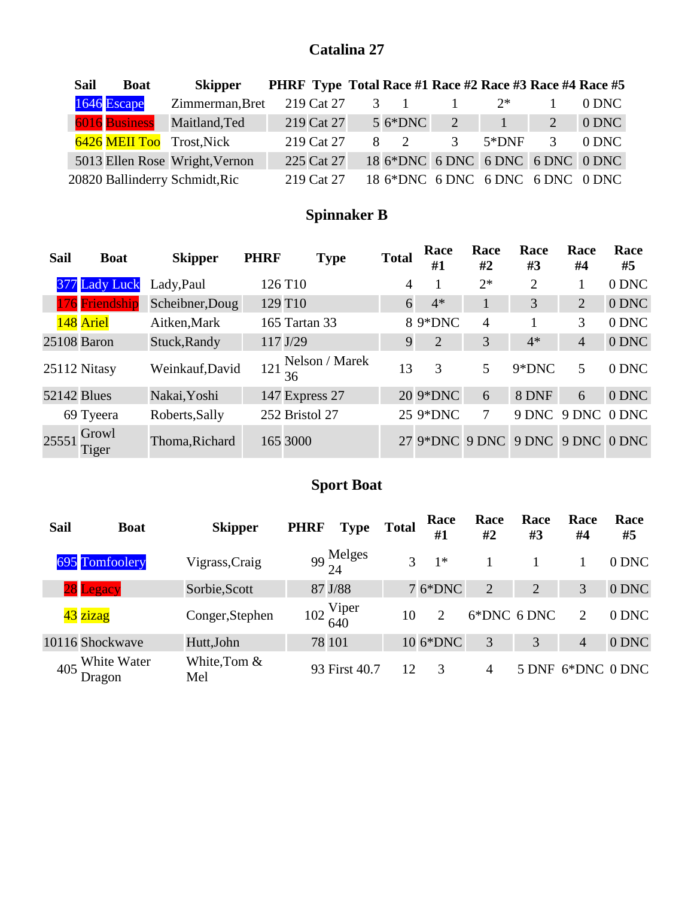## Catalina 27

| Sail | Boat | Skipper | PHRF | Type | Total | Race #1 | Race #2 | Race #3 | Race #4 | Race #5 |
|---|---|---|---|---|---|---|---|---|---|---|
| 1646 | Escape | Zimmerman,Bret | 219 | Cat 27 | 3 | 1 | 1 | 2* | 1 | 0 DNC |
| 6016 | Business | Maitland,Ted | 219 | Cat 27 | 5 | 6*DNC | 2 | 1 | 2 | 0 DNC |
| 6426 | MEII Too | Trost,Nick | 219 | Cat 27 | 8 | 2 | 3 | 5*DNF | 3 | 0 DNC |
| 5013 | Ellen Rose | Wright,Vernon | 225 | Cat 27 | 18 | 6*DNC | 6 DNC | 6 DNC | 6 DNC | 0 DNC |
| 20820 | Ballinderry | Schmidt,Ric | 219 | Cat 27 | 18 | 6*DNC | 6 DNC | 6 DNC | 6 DNC | 0 DNC |

## Spinnaker B

| Sail | Boat | Skipper | PHRF | Type | Total | Race #1 | Race #2 | Race #3 | Race #4 | Race #5 |
|---|---|---|---|---|---|---|---|---|---|---|
| 377 | Lady Luck | Lady,Paul | 126 | T10 | 4 | 1 | 2* | 2 | 1 | 0 DNC |
| 176 | Friendship | Scheibner,Doug | 129 | T10 | 6 | 4* | 1 | 3 | 2 | 0 DNC |
| 148 | Ariel | Aitken,Mark | 165 | Tartan 33 | 8 | 9*DNC | 4 | 1 | 3 | 0 DNC |
| 25108 | Baron | Stuck,Randy | 117 | J/29 | 9 | 2 | 3 | 4* | 4 | 0 DNC |
| 25112 | Nitasy | Weinkauf,David | 121 | Nelson / Marek 36 | 13 | 3 | 5 | 9*DNC | 5 | 0 DNC |
| 52142 | Blues | Nakai,Yoshi | 147 | Express 27 | 20 | 9*DNC | 6 | 8 DNF | 6 | 0 DNC |
| 69 | Tyeera | Roberts,Sally | 252 | Bristol 27 | 25 | 9*DNC | 7 | 9 DNC | 9 DNC | 0 DNC |
| 25551 | Growl Tiger | Thoma,Richard | 165 | 3000 | 27 | 9*DNC | 9 DNC | 9 DNC | 9 DNC | 0 DNC |

## Sport Boat

| Sail | Boat | Skipper | PHRF | Type | Total | Race #1 | Race #2 | Race #3 | Race #4 | Race #5 |
|---|---|---|---|---|---|---|---|---|---|---|
| 695 | Tomfoolery | Vigrass,Craig | 99 | Melges 24 | 3 | 1* | 1 | 1 | 1 | 0 DNC |
| 28 | Legacy | Sorbie,Scott | 87 | J/88 | 7 | 6*DNC | 2 | 2 | 3 | 0 DNC |
| 43 | zizag | Conger,Stephen | 102 | Viper 640 | 10 | 2 | 6*DNC | 6 DNC | 2 | 0 DNC |
| 10116 | Shockwave | Hutt,John | 78 | 101 | 10 | 6*DNC | 3 | 3 | 4 | 0 DNC |
| 405 | White Water Dragon | White,Tom & Mel | 93 | First 40.7 | 12 | 3 | 4 | 5 DNF | 6*DNC | 0 DNC |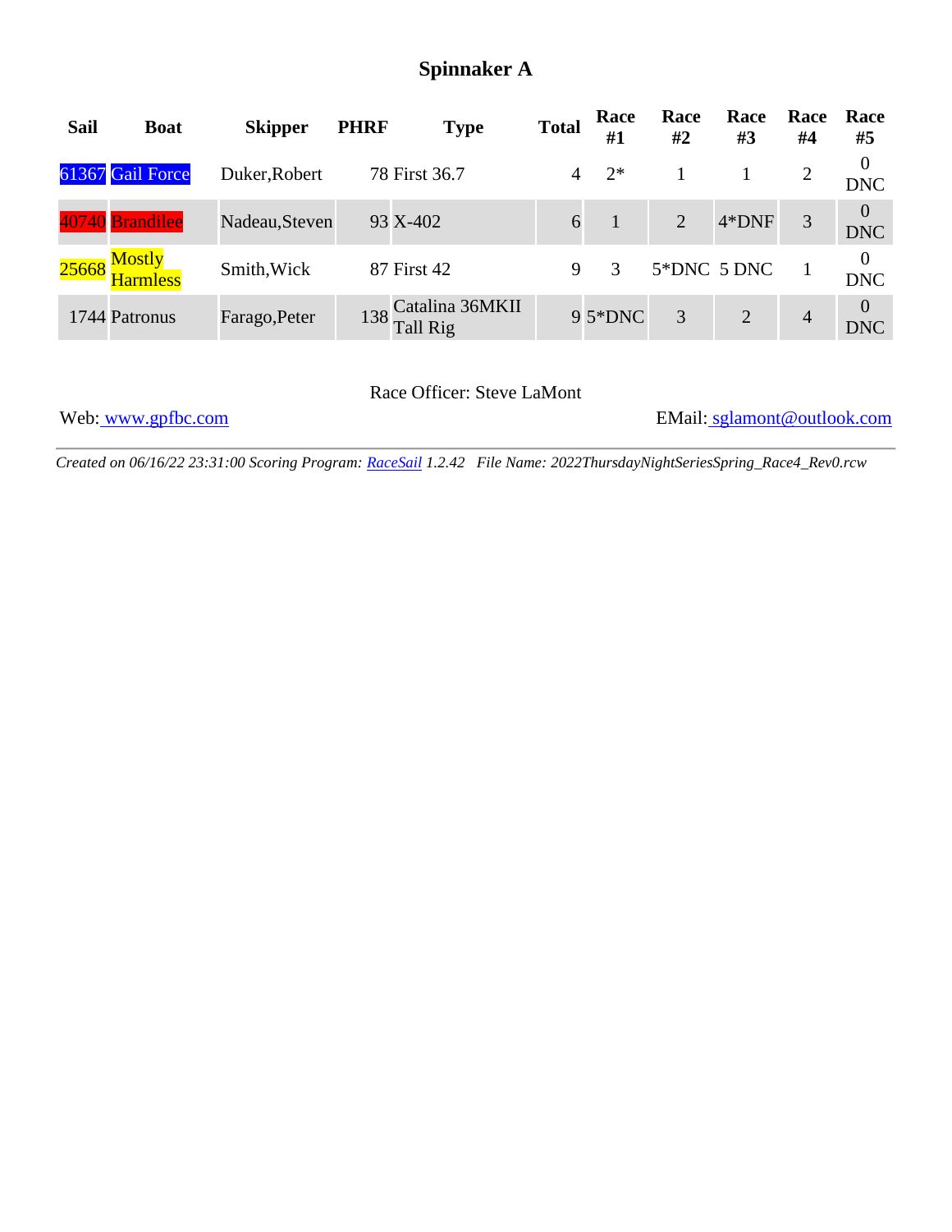## Spinnaker A

| Sail | Boat | Skipper | PHRF | Type | Total | Race #1 | Race #2 | Race #3 | Race #4 | Race #5 |
|---|---|---|---|---|---|---|---|---|---|---|
| 61367 | Gail Force | Duker,Robert | 78 | First 36.7 | 4 | 2* | 1 | 1 | 2 | 0 DNC |
| 40740 | Brandilee | Nadeau,Steven | 93 | X-402 | 6 | 1 | 2 | 4*DNF | 3 | 0 DNC |
| 25668 | Mostly Harmless | Smith,Wick | 87 | First 42 | 9 | 3 | 5*DNC | 5 DNC | 1 | 0 DNC |
| 1744 | Patronus | Farago,Peter | 138 | Catalina 36MKII Tall Rig | 9 | 5*DNC | 3 | 2 | 4 | 0 DNC |

Race Officer: Steve LaMont

Web: www.gpfbc.com

EMail: sglamont@outlook.com

---

*Created on 06/16/22 23:31:00 Scoring Program: RaceSail 1.2.42 File Name: 2022ThursdayNightSeriesSpring_Race4_Rev0.rcw*